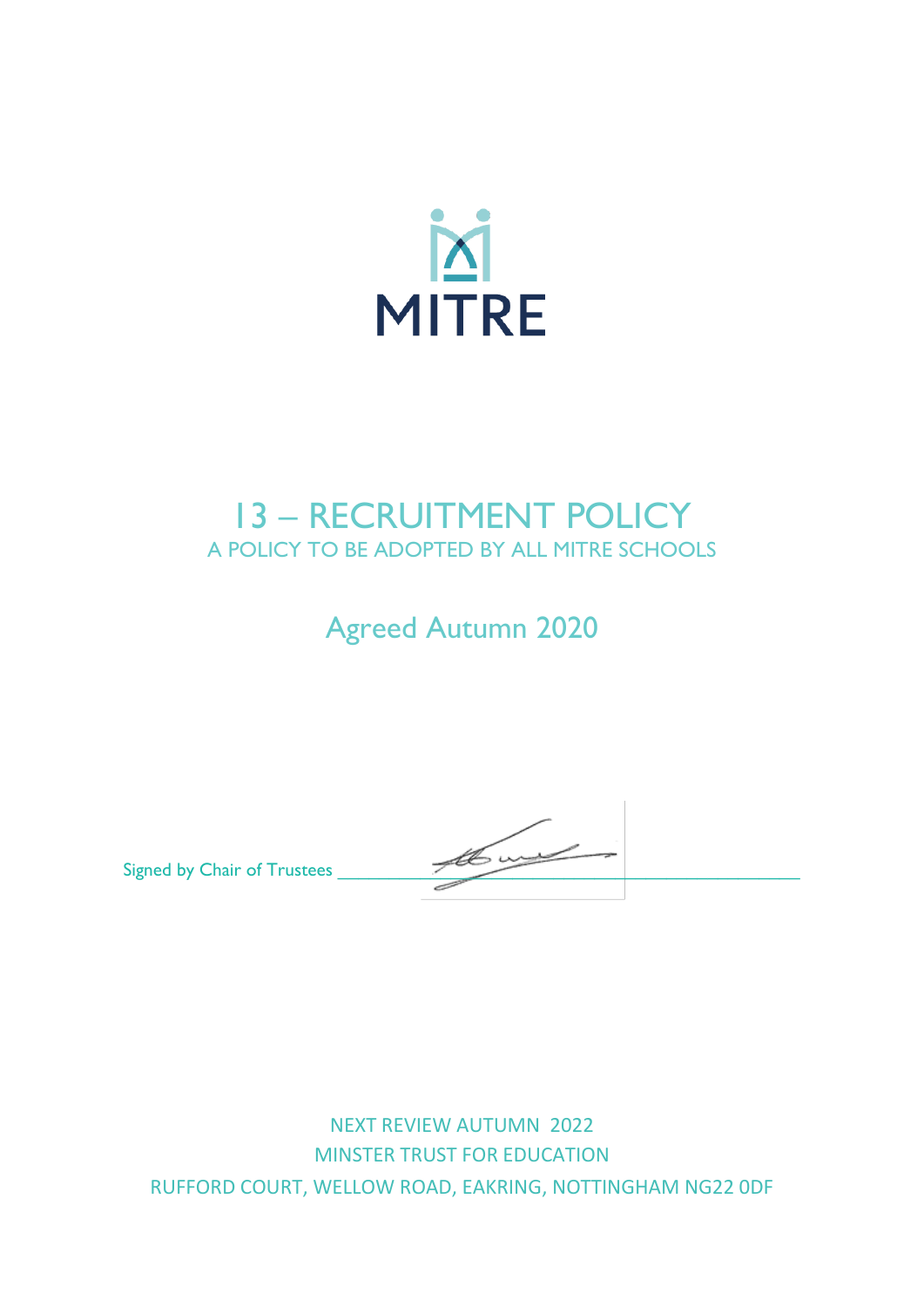MITRE

# 13 – RECRUITMENT POLICY

A POLICY TO BE ADOPTED BY ALL MITRE SCHOOLS

## Agreed Autumn 2020

Signed by Chair of Trustees ____________________

NEXT REVIEW AUTUMN 2022

MINSTER TRUST FOR EDUCATION

RUFFORD COURT, WELLOW ROAD, EAKRING, NOTTINGHAM NG22 0DF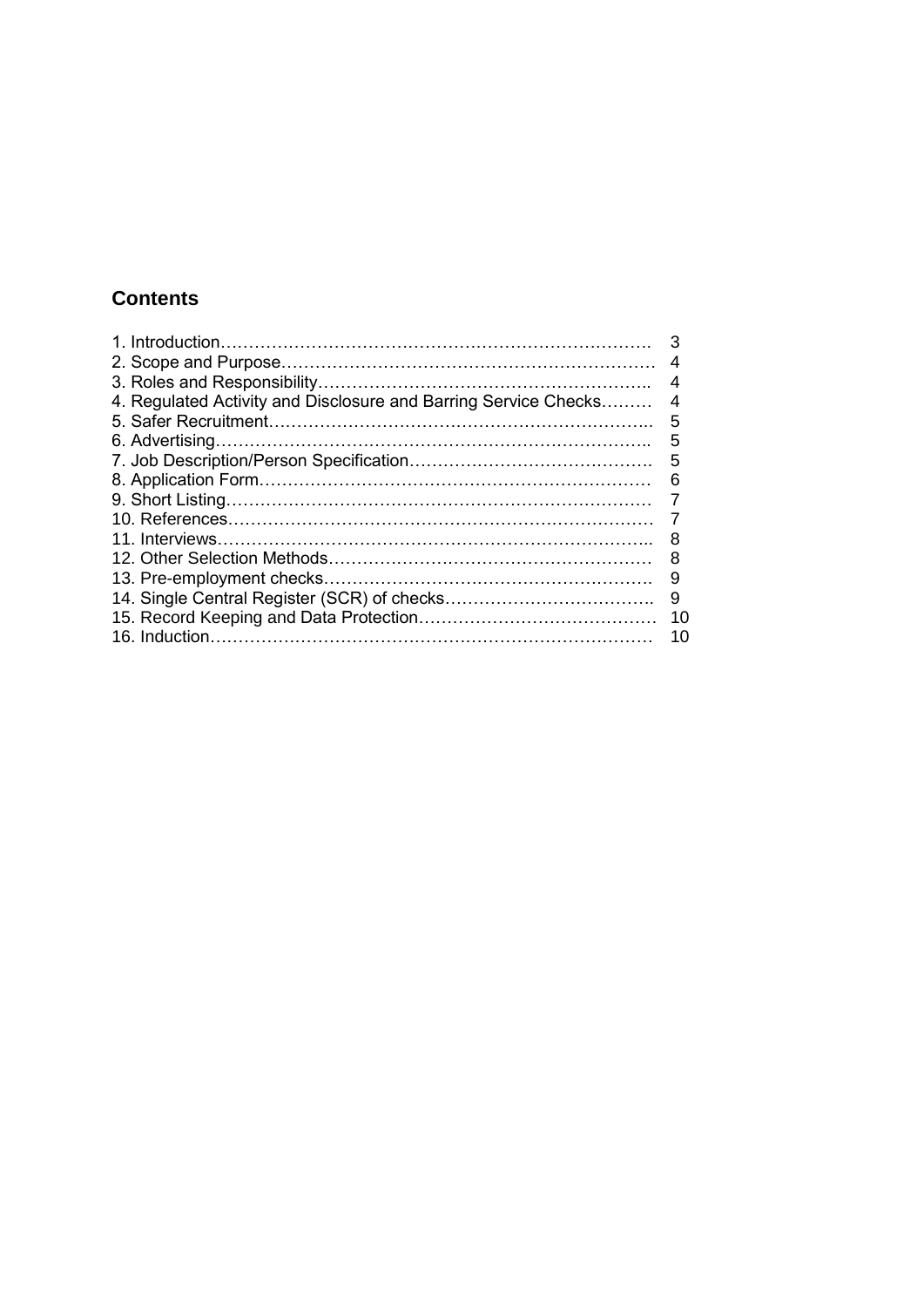## Contents

| | |
|---|---|
| 1. Introduction………………………………………………………………… | 3 |
| 2. Scope and Purpose………………………………………………………… | 4 |
| 3. Roles and Responsibility………………………………………………….. | 4 |
| 4. Regulated Activity and Disclosure and Barring Service Checks……… | 4 |
| 5. Safer Recruitment………………………………………………………….. | 5 |
| 6. Advertising………………………………………………………………….. | 5 |
| 7. Job Description/Person Specification……………………………………. | 5 |
| 8. Application Form…………………………………………………………… | 6 |
| 9. Short Listing………………………………………………………………… | 7 |
| 10. References………………………………………………………………… | 7 |
| 11. Interviews………………………………………………………………….. | 8 |
| 12. Other Selection Methods…………………………………………………. | 8 |
| 13. Pre-employment checks…………………………………………………. | 9 |
| 14. Single Central Register (SCR) of checks………………………………. | 9 |
| 15. Record Keeping and Data Protection…………………………………… | 10 |
| 16. Induction……………………………………………………………………. | 10 |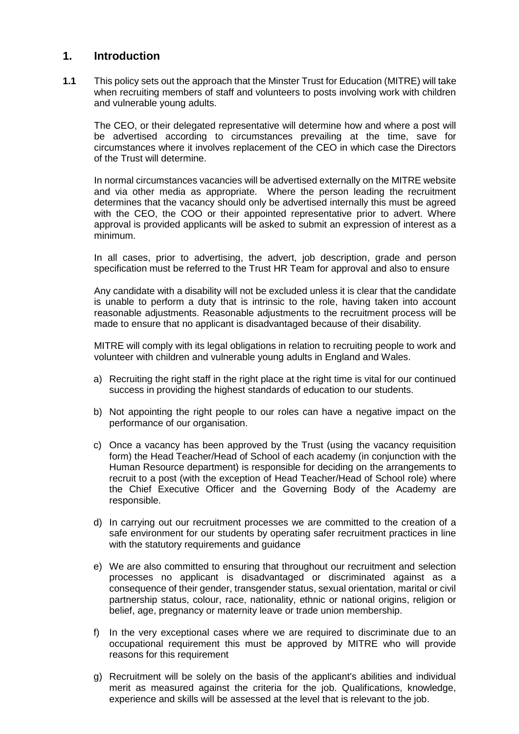## 1. Introduction

**1.1** This policy sets out the approach that the Minster Trust for Education (MITRE) will take when recruiting members of staff and volunteers to posts involving work with children and vulnerable young adults.

The CEO, or their delegated representative will determine how and where a post will be advertised according to circumstances prevailing at the time, save for circumstances where it involves replacement of the CEO in which case the Directors of the Trust will determine.

In normal circumstances vacancies will be advertised externally on the MITRE website and via other media as appropriate. Where the person leading the recruitment determines that the vacancy should only be advertised internally this must be agreed with the CEO, the COO or their appointed representative prior to advert. Where approval is provided applicants will be asked to submit an expression of interest as a minimum.

In all cases, prior to advertising, the advert, job description, grade and person specification must be referred to the Trust HR Team for approval and also to ensure

Any candidate with a disability will not be excluded unless it is clear that the candidate is unable to perform a duty that is intrinsic to the role, having taken into account reasonable adjustments. Reasonable adjustments to the recruitment process will be made to ensure that no applicant is disadvantaged because of their disability.

MITRE will comply with its legal obligations in relation to recruiting people to work and volunteer with children and vulnerable young adults in England and Wales.

a) Recruiting the right staff in the right place at the right time is vital for our continued success in providing the highest standards of education to our students.

b) Not appointing the right people to our roles can have a negative impact on the performance of our organisation.

c) Once a vacancy has been approved by the Trust (using the vacancy requisition form) the Head Teacher/Head of School of each academy (in conjunction with the Human Resource department) is responsible for deciding on the arrangements to recruit to a post (with the exception of Head Teacher/Head of School role) where the Chief Executive Officer and the Governing Body of the Academy are responsible.

d) In carrying out our recruitment processes we are committed to the creation of a safe environment for our students by operating safer recruitment practices in line with the statutory requirements and guidance

e) We are also committed to ensuring that throughout our recruitment and selection processes no applicant is disadvantaged or discriminated against as a consequence of their gender, transgender status, sexual orientation, marital or civil partnership status, colour, race, nationality, ethnic or national origins, religion or belief, age, pregnancy or maternity leave or trade union membership.

f) In the very exceptional cases where we are required to discriminate due to an occupational requirement this must be approved by MITRE who will provide reasons for this requirement

g) Recruitment will be solely on the basis of the applicant's abilities and individual merit as measured against the criteria for the job. Qualifications, knowledge, experience and skills will be assessed at the level that is relevant to the job.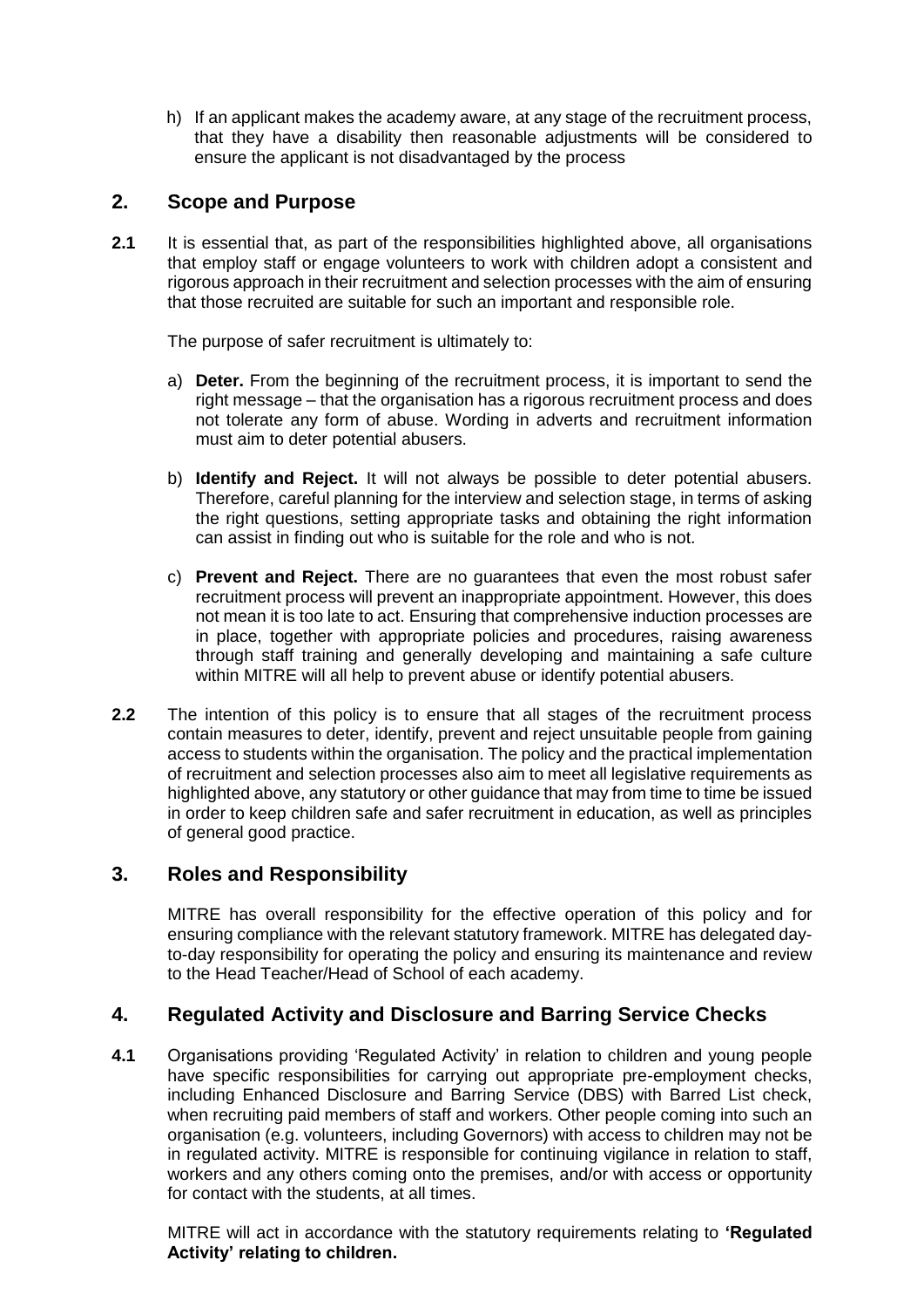h) If an applicant makes the academy aware, at any stage of the recruitment process, that they have a disability then reasonable adjustments will be considered to ensure the applicant is not disadvantaged by the process

## 2. Scope and Purpose

**2.1** It is essential that, as part of the responsibilities highlighted above, all organisations that employ staff or engage volunteers to work with children adopt a consistent and rigorous approach in their recruitment and selection processes with the aim of ensuring that those recruited are suitable for such an important and responsible role.

The purpose of safer recruitment is ultimately to:

a) **Deter.** From the beginning of the recruitment process, it is important to send the right message – that the organisation has a rigorous recruitment process and does not tolerate any form of abuse. Wording in adverts and recruitment information must aim to deter potential abusers.

b) **Identify and Reject.** It will not always be possible to deter potential abusers. Therefore, careful planning for the interview and selection stage, in terms of asking the right questions, setting appropriate tasks and obtaining the right information can assist in finding out who is suitable for the role and who is not.

c) **Prevent and Reject.** There are no guarantees that even the most robust safer recruitment process will prevent an inappropriate appointment. However, this does not mean it is too late to act. Ensuring that comprehensive induction processes are in place, together with appropriate policies and procedures, raising awareness through staff training and generally developing and maintaining a safe culture within MITRE will all help to prevent abuse or identify potential abusers.

**2.2** The intention of this policy is to ensure that all stages of the recruitment process contain measures to deter, identify, prevent and reject unsuitable people from gaining access to students within the organisation. The policy and the practical implementation of recruitment and selection processes also aim to meet all legislative requirements as highlighted above, any statutory or other guidance that may from time to time be issued in order to keep children safe and safer recruitment in education, as well as principles of general good practice.

## 3. Roles and Responsibility

MITRE has overall responsibility for the effective operation of this policy and for ensuring compliance with the relevant statutory framework. MITRE has delegated day-to-day responsibility for operating the policy and ensuring its maintenance and review to the Head Teacher/Head of School of each academy.

## 4. Regulated Activity and Disclosure and Barring Service Checks

**4.1** Organisations providing 'Regulated Activity' in relation to children and young people have specific responsibilities for carrying out appropriate pre-employment checks, including Enhanced Disclosure and Barring Service (DBS) with Barred List check, when recruiting paid members of staff and workers. Other people coming into such an organisation (e.g. volunteers, including Governors) with access to children may not be in regulated activity. MITRE is responsible for continuing vigilance in relation to staff, workers and any others coming onto the premises, and/or with access or opportunity for contact with the students, at all times.

MITRE will act in accordance with the statutory requirements relating to **'Regulated Activity' relating to children.**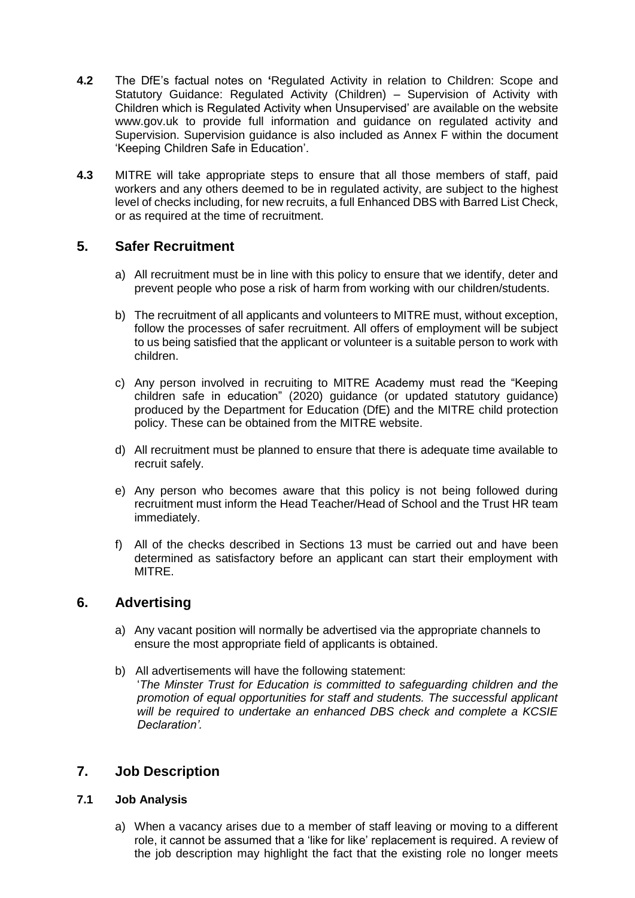**4.2** The DfE's factual notes on **'**Regulated Activity in relation to Children: Scope and Statutory Guidance: Regulated Activity (Children) – Supervision of Activity with Children which is Regulated Activity when Unsupervised' are available on the website www.gov.uk to provide full information and guidance on regulated activity and Supervision. Supervision guidance is also included as Annex F within the document 'Keeping Children Safe in Education'.

**4.3** MITRE will take appropriate steps to ensure that all those members of staff, paid workers and any others deemed to be in regulated activity, are subject to the highest level of checks including, for new recruits, a full Enhanced DBS with Barred List Check, or as required at the time of recruitment.

## 5. Safer Recruitment

a) All recruitment must be in line with this policy to ensure that we identify, deter and prevent people who pose a risk of harm from working with our children/students.

b) The recruitment of all applicants and volunteers to MITRE must, without exception, follow the processes of safer recruitment. All offers of employment will be subject to us being satisfied that the applicant or volunteer is a suitable person to work with children.

c) Any person involved in recruiting to MITRE Academy must read the "Keeping children safe in education" (2020) guidance (or updated statutory guidance) produced by the Department for Education (DfE) and the MITRE child protection policy. These can be obtained from the MITRE website.

d) All recruitment must be planned to ensure that there is adequate time available to recruit safely.

e) Any person who becomes aware that this policy is not being followed during recruitment must inform the Head Teacher/Head of School and the Trust HR team immediately.

f) All of the checks described in Sections 13 must be carried out and have been determined as satisfactory before an applicant can start their employment with MITRE.

## 6. Advertising

a) Any vacant position will normally be advertised via the appropriate channels to ensure the most appropriate field of applicants is obtained.

b) All advertisements will have the following statement:
'*The Minster Trust for Education is committed to safeguarding children and the promotion of equal opportunities for staff and students. The successful applicant will be required to undertake an enhanced DBS check and complete a KCSIE Declaration'.*

## 7. Job Description

### 7.1 Job Analysis

a) When a vacancy arises due to a member of staff leaving or moving to a different role, it cannot be assumed that a 'like for like' replacement is required. A review of the job description may highlight the fact that the existing role no longer meets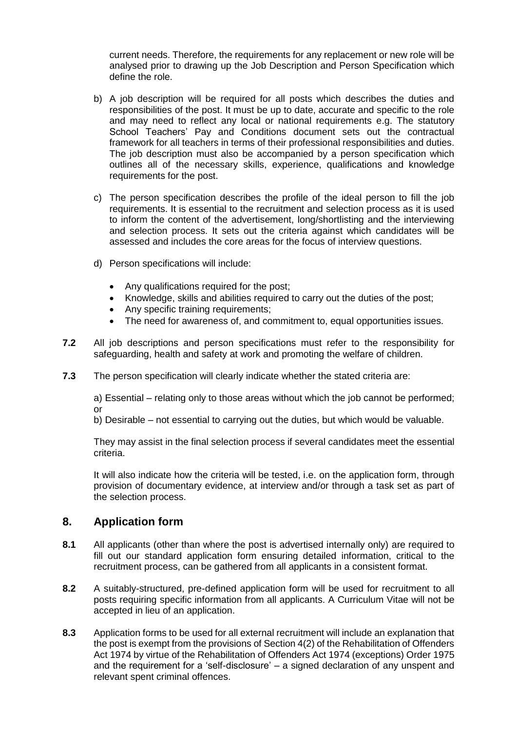current needs. Therefore, the requirements for any replacement or new role will be analysed prior to drawing up the Job Description and Person Specification which define the role.

b) A job description will be required for all posts which describes the duties and responsibilities of the post. It must be up to date, accurate and specific to the role and may need to reflect any local or national requirements e.g. The statutory School Teachers' Pay and Conditions document sets out the contractual framework for all teachers in terms of their professional responsibilities and duties. The job description must also be accompanied by a person specification which outlines all of the necessary skills, experience, qualifications and knowledge requirements for the post.

c) The person specification describes the profile of the ideal person to fill the job requirements. It is essential to the recruitment and selection process as it is used to inform the content of the advertisement, long/shortlisting and the interviewing and selection process. It sets out the criteria against which candidates will be assessed and includes the core areas for the focus of interview questions.

d) Person specifications will include:

- Any qualifications required for the post;
- Knowledge, skills and abilities required to carry out the duties of the post;
- Any specific training requirements;
- The need for awareness of, and commitment to, equal opportunities issues.

**7.2** All job descriptions and person specifications must refer to the responsibility for safeguarding, health and safety at work and promoting the welfare of children.

**7.3** The person specification will clearly indicate whether the stated criteria are:

a) Essential – relating only to those areas without which the job cannot be performed; or
b) Desirable – not essential to carrying out the duties, but which would be valuable.

They may assist in the final selection process if several candidates meet the essential criteria.

It will also indicate how the criteria will be tested, i.e. on the application form, through provision of documentary evidence, at interview and/or through a task set as part of the selection process.

## 8. Application form

**8.1** All applicants (other than where the post is advertised internally only) are required to fill out our standard application form ensuring detailed information, critical to the recruitment process, can be gathered from all applicants in a consistent format.

**8.2** A suitably-structured, pre-defined application form will be used for recruitment to all posts requiring specific information from all applicants. A Curriculum Vitae will not be accepted in lieu of an application.

**8.3** Application forms to be used for all external recruitment will include an explanation that the post is exempt from the provisions of Section 4(2) of the Rehabilitation of Offenders Act 1974 by virtue of the Rehabilitation of Offenders Act 1974 (exceptions) Order 1975 and the requirement for a 'self-disclosure' – a signed declaration of any unspent and relevant spent criminal offences.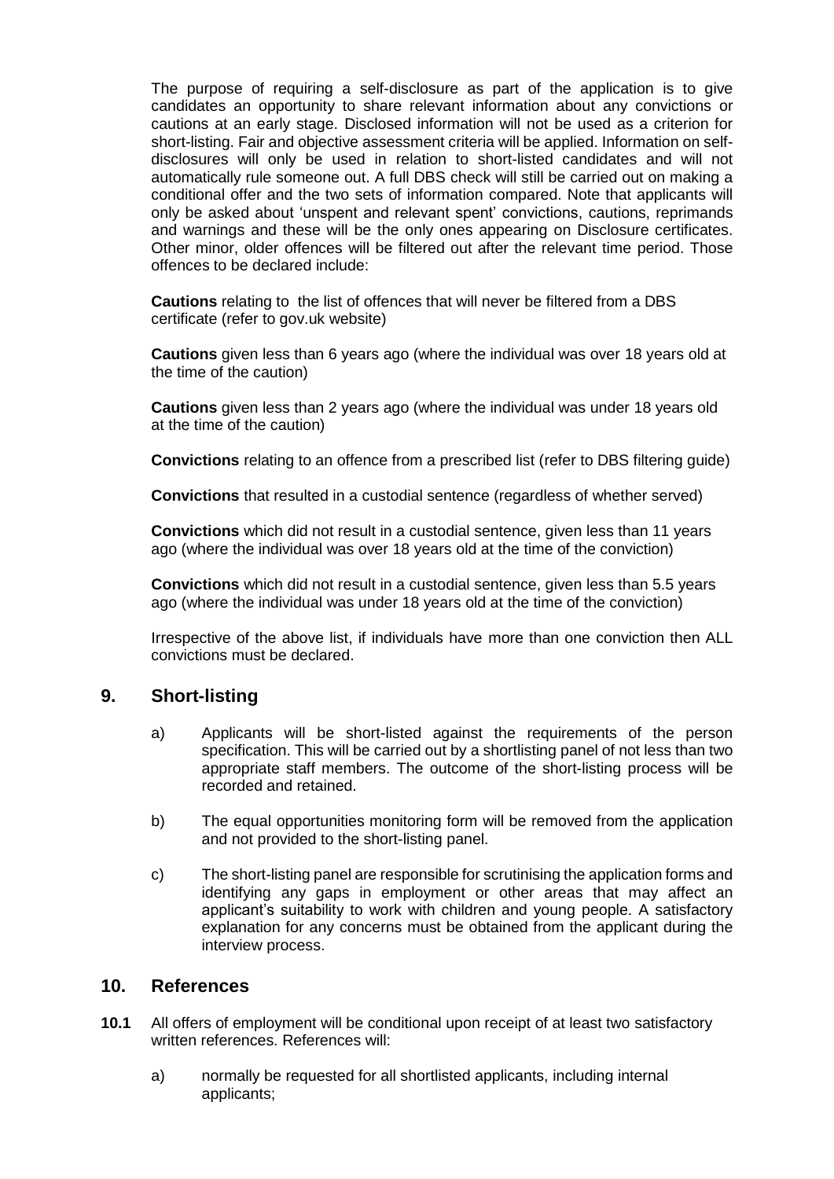The purpose of requiring a self-disclosure as part of the application is to give candidates an opportunity to share relevant information about any convictions or cautions at an early stage. Disclosed information will not be used as a criterion for short-listing. Fair and objective assessment criteria will be applied. Information on self-disclosures will only be used in relation to short-listed candidates and will not automatically rule someone out. A full DBS check will still be carried out on making a conditional offer and the two sets of information compared. Note that applicants will only be asked about 'unspent and relevant spent' convictions, cautions, reprimands and warnings and these will be the only ones appearing on Disclosure certificates. Other minor, older offences will be filtered out after the relevant time period. Those offences to be declared include:

**Cautions** relating to the list of offences that will never be filtered from a DBS certificate (refer to gov.uk website)

**Cautions** given less than 6 years ago (where the individual was over 18 years old at the time of the caution)

**Cautions** given less than 2 years ago (where the individual was under 18 years old at the time of the caution)

**Convictions** relating to an offence from a prescribed list (refer to DBS filtering guide)

**Convictions** that resulted in a custodial sentence (regardless of whether served)

**Convictions** which did not result in a custodial sentence, given less than 11 years ago (where the individual was over 18 years old at the time of the conviction)

**Convictions** which did not result in a custodial sentence, given less than 5.5 years ago (where the individual was under 18 years old at the time of the conviction)

Irrespective of the above list, if individuals have more than one conviction then ALL convictions must be declared.

## 9. Short-listing

a) Applicants will be short-listed against the requirements of the person specification. This will be carried out by a shortlisting panel of not less than two appropriate staff members. The outcome of the short-listing process will be recorded and retained.

b) The equal opportunities monitoring form will be removed from the application and not provided to the short-listing panel.

c) The short-listing panel are responsible for scrutinising the application forms and identifying any gaps in employment or other areas that may affect an applicant's suitability to work with children and young people. A satisfactory explanation for any concerns must be obtained from the applicant during the interview process.

## 10. References

**10.1** All offers of employment will be conditional upon receipt of at least two satisfactory written references. References will:

a) normally be requested for all shortlisted applicants, including internal applicants;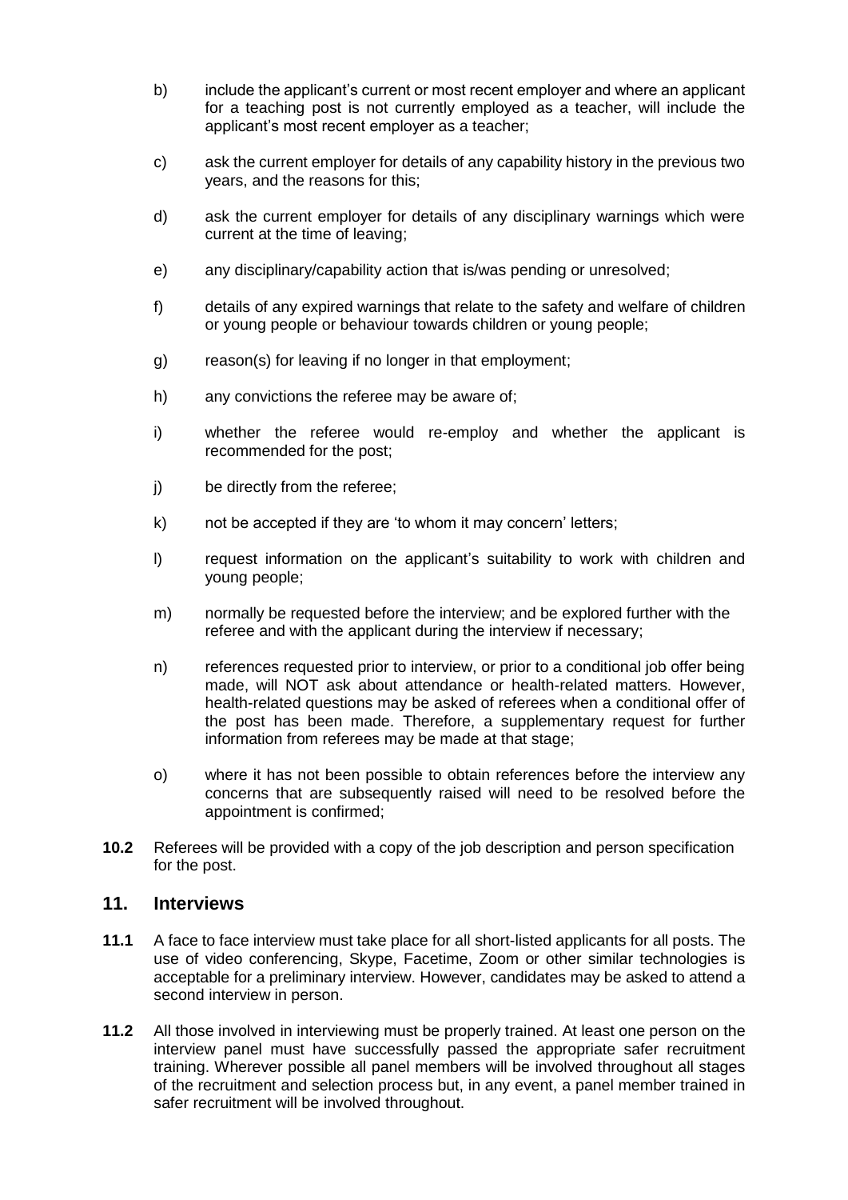b) include the applicant's current or most recent employer and where an applicant for a teaching post is not currently employed as a teacher, will include the applicant's most recent employer as a teacher;

c) ask the current employer for details of any capability history in the previous two years, and the reasons for this;

d) ask the current employer for details of any disciplinary warnings which were current at the time of leaving;

e) any disciplinary/capability action that is/was pending or unresolved;

f) details of any expired warnings that relate to the safety and welfare of children or young people or behaviour towards children or young people;

g) reason(s) for leaving if no longer in that employment;

h) any convictions the referee may be aware of;

i) whether the referee would re-employ and whether the applicant is recommended for the post;

j) be directly from the referee;

k) not be accepted if they are 'to whom it may concern' letters;

l) request information on the applicant's suitability to work with children and young people;

m) normally be requested before the interview; and be explored further with the referee and with the applicant during the interview if necessary;

n) references requested prior to interview, or prior to a conditional job offer being made, will NOT ask about attendance or health-related matters. However, health-related questions may be asked of referees when a conditional offer of the post has been made. Therefore, a supplementary request for further information from referees may be made at that stage;

o) where it has not been possible to obtain references before the interview any concerns that are subsequently raised will need to be resolved before the appointment is confirmed;

**10.2** Referees will be provided with a copy of the job description and person specification for the post.

## 11. Interviews

**11.1** A face to face interview must take place for all short-listed applicants for all posts. The use of video conferencing, Skype, Facetime, Zoom or other similar technologies is acceptable for a preliminary interview. However, candidates may be asked to attend a second interview in person.

**11.2** All those involved in interviewing must be properly trained. At least one person on the interview panel must have successfully passed the appropriate safer recruitment training. Wherever possible all panel members will be involved throughout all stages of the recruitment and selection process but, in any event, a panel member trained in safer recruitment will be involved throughout.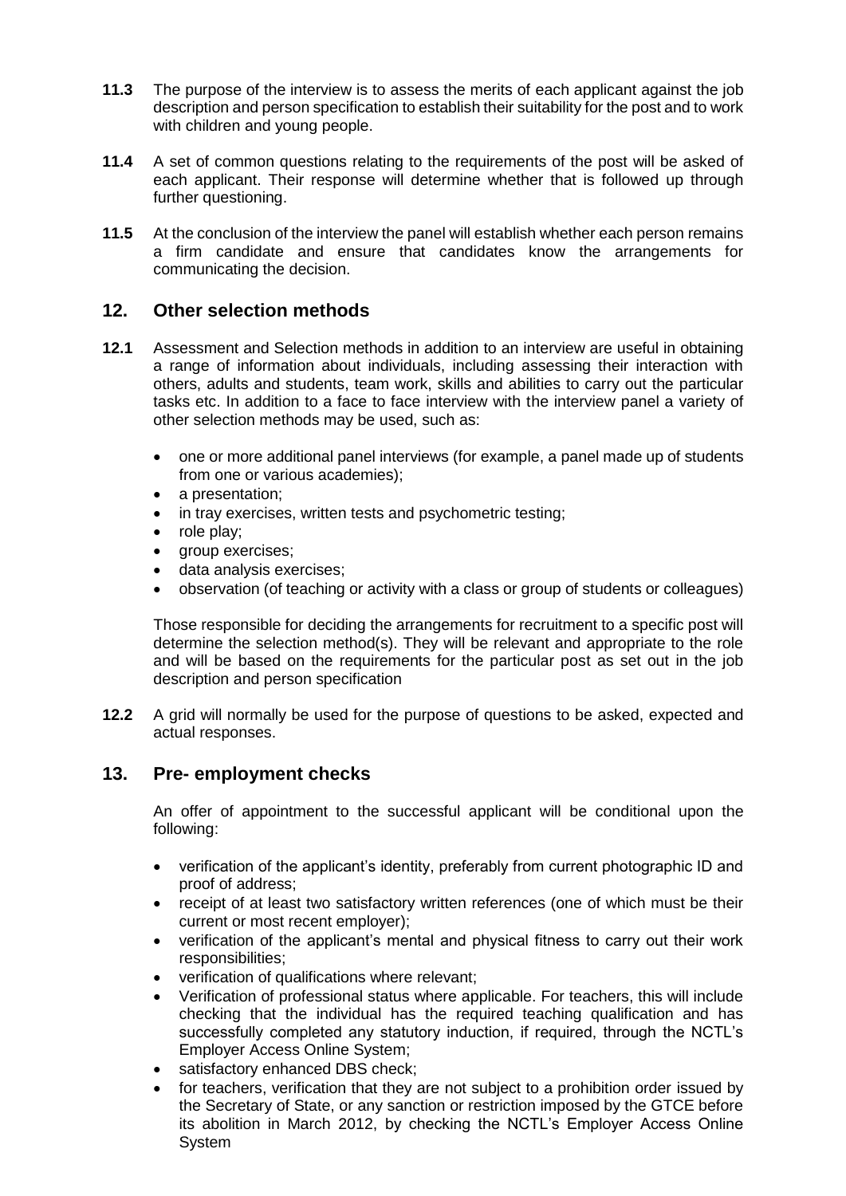**11.3** The purpose of the interview is to assess the merits of each applicant against the job description and person specification to establish their suitability for the post and to work with children and young people.

**11.4** A set of common questions relating to the requirements of the post will be asked of each applicant. Their response will determine whether that is followed up through further questioning.

**11.5** At the conclusion of the interview the panel will establish whether each person remains a firm candidate and ensure that candidates know the arrangements for communicating the decision.

## 12. Other selection methods

**12.1** Assessment and Selection methods in addition to an interview are useful in obtaining a range of information about individuals, including assessing their interaction with others, adults and students, team work, skills and abilities to carry out the particular tasks etc. In addition to a face to face interview with the interview panel a variety of other selection methods may be used, such as:

- one or more additional panel interviews (for example, a panel made up of students from one or various academies);
- a presentation;
- in tray exercises, written tests and psychometric testing;
- role play;
- group exercises;
- data analysis exercises;
- observation (of teaching or activity with a class or group of students or colleagues)

Those responsible for deciding the arrangements for recruitment to a specific post will determine the selection method(s). They will be relevant and appropriate to the role and will be based on the requirements for the particular post as set out in the job description and person specification

**12.2** A grid will normally be used for the purpose of questions to be asked, expected and actual responses.

## 13. Pre- employment checks

An offer of appointment to the successful applicant will be conditional upon the following:

- verification of the applicant's identity, preferably from current photographic ID and proof of address;
- receipt of at least two satisfactory written references (one of which must be their current or most recent employer);
- verification of the applicant's mental and physical fitness to carry out their work responsibilities;
- verification of qualifications where relevant;
- Verification of professional status where applicable. For teachers, this will include checking that the individual has the required teaching qualification and has successfully completed any statutory induction, if required, through the NCTL's Employer Access Online System;
- satisfactory enhanced DBS check;
- for teachers, verification that they are not subject to a prohibition order issued by the Secretary of State, or any sanction or restriction imposed by the GTCE before its abolition in March 2012, by checking the NCTL's Employer Access Online System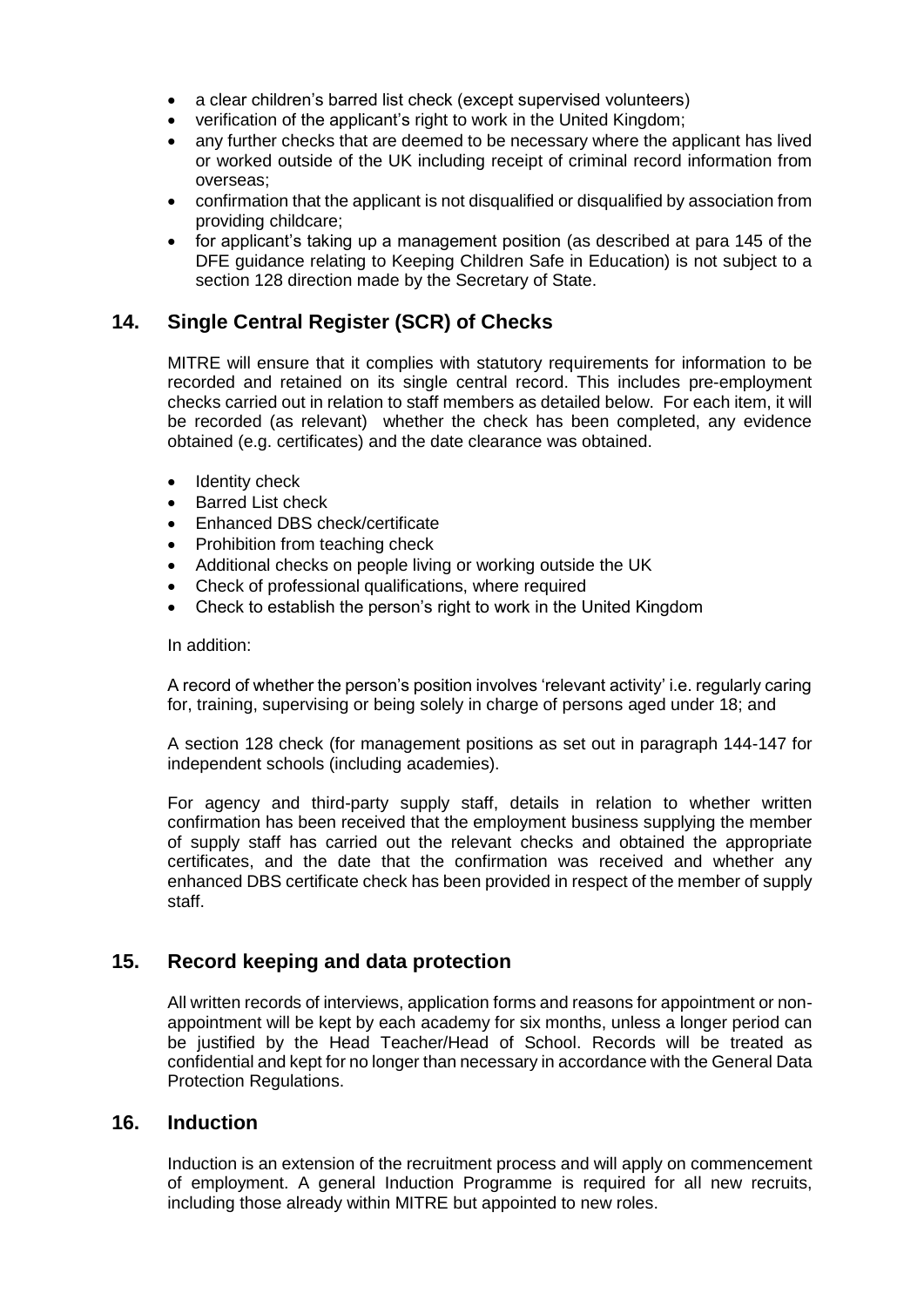- a clear children's barred list check (except supervised volunteers)
- verification of the applicant's right to work in the United Kingdom;
- any further checks that are deemed to be necessary where the applicant has lived or worked outside of the UK including receipt of criminal record information from overseas;
- confirmation that the applicant is not disqualified or disqualified by association from providing childcare;
- for applicant's taking up a management position (as described at para 145 of the DFE guidance relating to Keeping Children Safe in Education) is not subject to a section 128 direction made by the Secretary of State.

## 14. Single Central Register (SCR) of Checks

MITRE will ensure that it complies with statutory requirements for information to be recorded and retained on its single central record. This includes pre-employment checks carried out in relation to staff members as detailed below. For each item, it will be recorded (as relevant) whether the check has been completed, any evidence obtained (e.g. certificates) and the date clearance was obtained.

- Identity check
- Barred List check
- Enhanced DBS check/certificate
- Prohibition from teaching check
- Additional checks on people living or working outside the UK
- Check of professional qualifications, where required
- Check to establish the person's right to work in the United Kingdom

In addition:

A record of whether the person's position involves 'relevant activity' i.e. regularly caring for, training, supervising or being solely in charge of persons aged under 18; and

A section 128 check (for management positions as set out in paragraph 144-147 for independent schools (including academies).

For agency and third-party supply staff, details in relation to whether written confirmation has been received that the employment business supplying the member of supply staff has carried out the relevant checks and obtained the appropriate certificates, and the date that the confirmation was received and whether any enhanced DBS certificate check has been provided in respect of the member of supply staff.

## 15. Record keeping and data protection

All written records of interviews, application forms and reasons for appointment or non-appointment will be kept by each academy for six months, unless a longer period can be justified by the Head Teacher/Head of School. Records will be treated as confidential and kept for no longer than necessary in accordance with the General Data Protection Regulations.

## 16. Induction

Induction is an extension of the recruitment process and will apply on commencement of employment. A general Induction Programme is required for all new recruits, including those already within MITRE but appointed to new roles.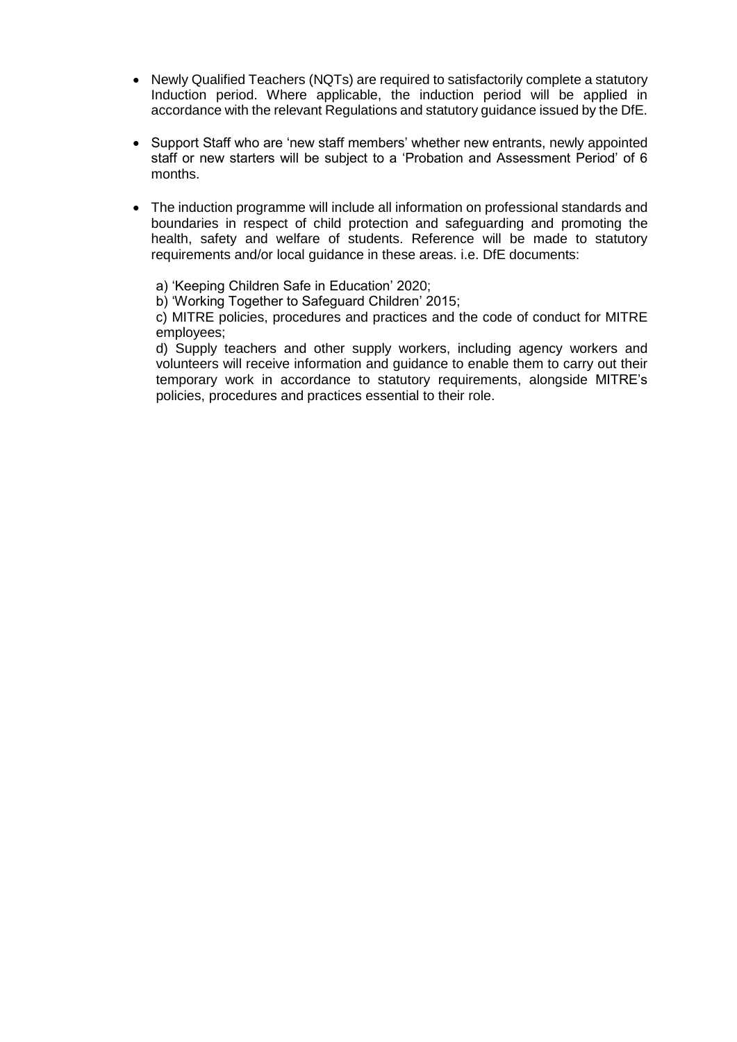- Newly Qualified Teachers (NQTs) are required to satisfactorily complete a statutory Induction period. Where applicable, the induction period will be applied in accordance with the relevant Regulations and statutory guidance issued by the DfE.

- Support Staff who are 'new staff members' whether new entrants, newly appointed staff or new starters will be subject to a 'Probation and Assessment Period' of 6 months.

- The induction programme will include all information on professional standards and boundaries in respect of child protection and safeguarding and promoting the health, safety and welfare of students. Reference will be made to statutory requirements and/or local guidance in these areas. i.e. DfE documents:

  a) 'Keeping Children Safe in Education' 2020;

  b) 'Working Together to Safeguard Children' 2015;

  c) MITRE policies, procedures and practices and the code of conduct for MITRE employees;

  d) Supply teachers and other supply workers, including agency workers and volunteers will receive information and guidance to enable them to carry out their temporary work in accordance to statutory requirements, alongside MITRE's policies, procedures and practices essential to their role.